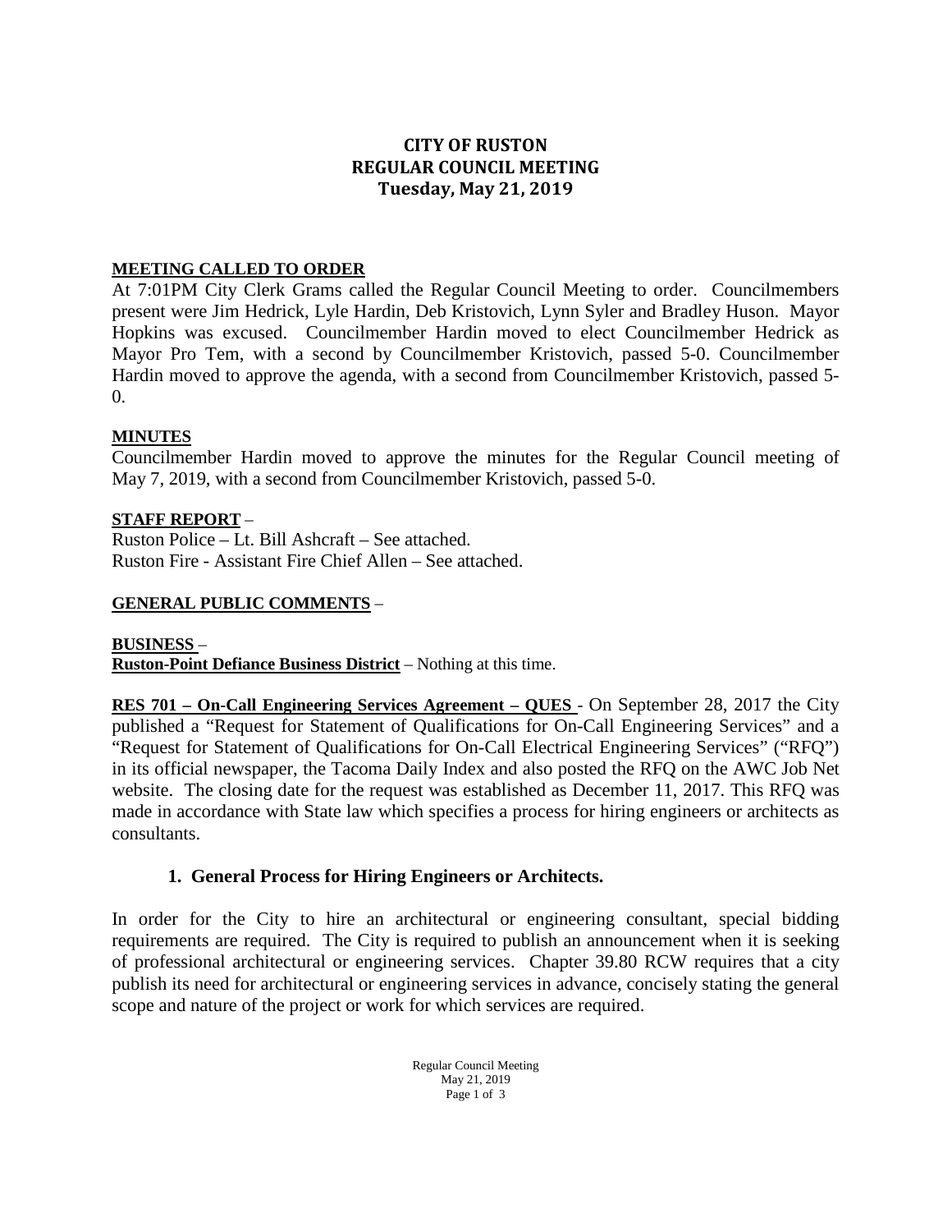# CITY OF RUSTON
# REGULAR COUNCIL MEETING
## Tuesday, May 21, 2019

**MEETING CALLED TO ORDER**

At 7:01PM City Clerk Grams called the Regular Council Meeting to order. Councilmembers present were Jim Hedrick, Lyle Hardin, Deb Kristovich, Lynn Syler and Bradley Huson. Mayor Hopkins was excused. Councilmember Hardin moved to elect Councilmember Hedrick as Mayor Pro Tem, with a second by Councilmember Kristovich, passed 5-0. Councilmember Hardin moved to approve the agenda, with a second from Councilmember Kristovich, passed 5-0.

**MINUTES**

Councilmember Hardin moved to approve the minutes for the Regular Council meeting of May 7, 2019, with a second from Councilmember Kristovich, passed 5-0.

**STAFF REPORT** –

Ruston Police – Lt. Bill Ashcraft – See attached.
Ruston Fire - Assistant Fire Chief Allen – See attached.

**GENERAL PUBLIC COMMENTS** –

**BUSINESS** –
**Ruston-Point Defiance Business District** – Nothing at this time.

**RES 701 – On-Call Engineering Services Agreement – QUES** - On September 28, 2017 the City published a "Request for Statement of Qualifications for On-Call Engineering Services" and a "Request for Statement of Qualifications for On-Call Electrical Engineering Services" ("RFQ") in its official newspaper, the Tacoma Daily Index and also posted the RFQ on the AWC Job Net website. The closing date for the request was established as December 11, 2017. This RFQ was made in accordance with State law which specifies a process for hiring engineers or architects as consultants.

**1. General Process for Hiring Engineers or Architects.**

In order for the City to hire an architectural or engineering consultant, special bidding requirements are required. The City is required to publish an announcement when it is seeking of professional architectural or engineering services. Chapter 39.80 RCW requires that a city publish its need for architectural or engineering services in advance, concisely stating the general scope and nature of the project or work for which services are required.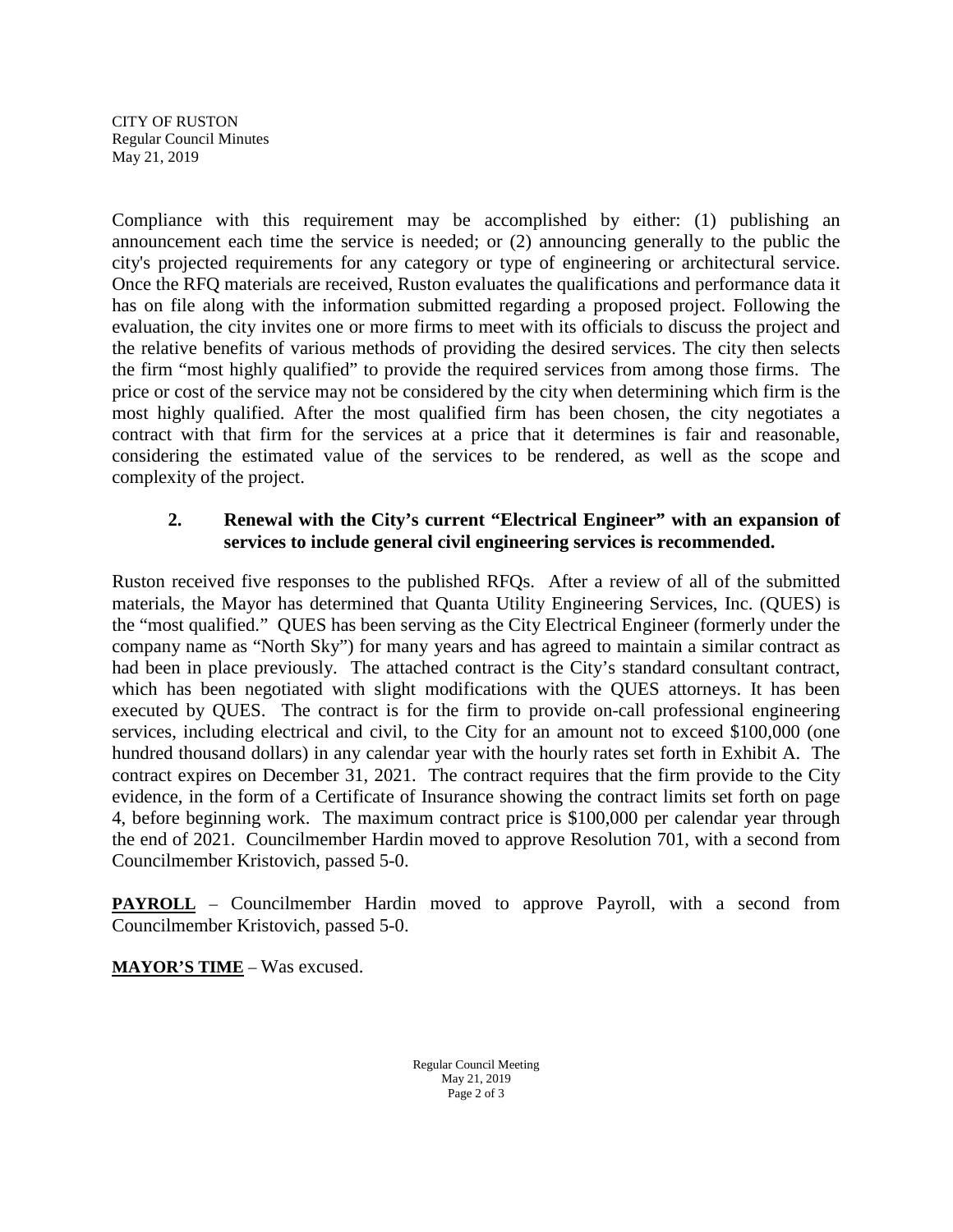Compliance with this requirement may be accomplished by either: (1) publishing an announcement each time the service is needed; or (2) announcing generally to the public the city's projected requirements for any category or type of engineering or architectural service. Once the RFQ materials are received, Ruston evaluates the qualifications and performance data it has on file along with the information submitted regarding a proposed project. Following the evaluation, the city invites one or more firms to meet with its officials to discuss the project and the relative benefits of various methods of providing the desired services. The city then selects the firm "most highly qualified" to provide the required services from among those firms. The price or cost of the service may not be considered by the city when determining which firm is the most highly qualified. After the most qualified firm has been chosen, the city negotiates a contract with that firm for the services at a price that it determines is fair and reasonable, considering the estimated value of the services to be rendered, as well as the scope and complexity of the project.

**2. Renewal with the City's current "Electrical Engineer" with an expansion of services to include general civil engineering services is recommended.**

Ruston received five responses to the published RFQs. After a review of all of the submitted materials, the Mayor has determined that Quanta Utility Engineering Services, Inc. (QUES) is the "most qualified." QUES has been serving as the City Electrical Engineer (formerly under the company name as "North Sky") for many years and has agreed to maintain a similar contract as had been in place previously. The attached contract is the City's standard consultant contract, which has been negotiated with slight modifications with the QUES attorneys. It has been executed by QUES. The contract is for the firm to provide on-call professional engineering services, including electrical and civil, to the City for an amount not to exceed $100,000 (one hundred thousand dollars) in any calendar year with the hourly rates set forth in Exhibit A. The contract expires on December 31, 2021. The contract requires that the firm provide to the City evidence, in the form of a Certificate of Insurance showing the contract limits set forth on page 4, before beginning work. The maximum contract price is $100,000 per calendar year through the end of 2021. Councilmember Hardin moved to approve Resolution 701, with a second from Councilmember Kristovich, passed 5-0.

**PAYROLL** – Councilmember Hardin moved to approve Payroll, with a second from Councilmember Kristovich, passed 5-0.

**MAYOR'S TIME** – Was excused.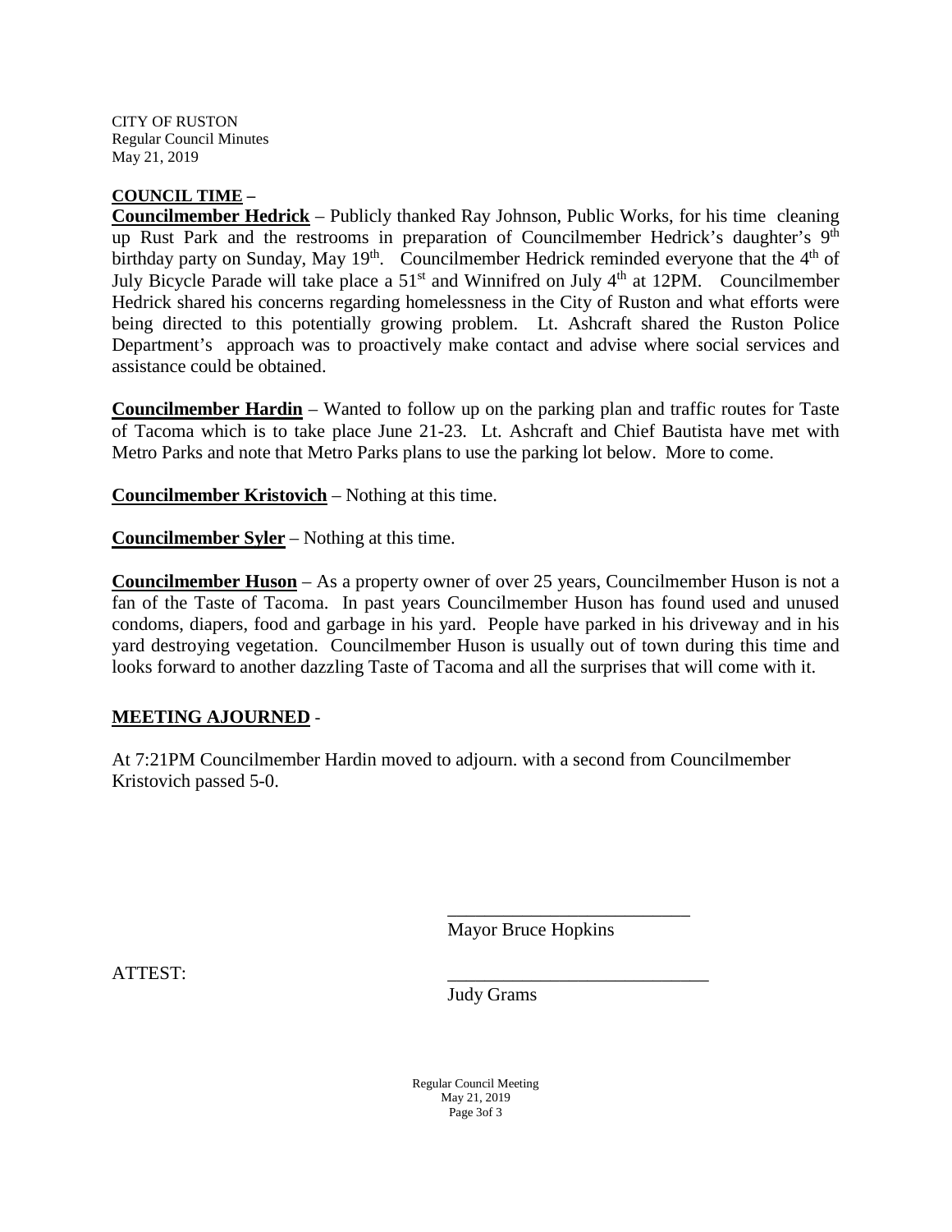**COUNCIL TIME –**

**Councilmember Hedrick** – Publicly thanked Ray Johnson, Public Works, for his time cleaning up Rust Park and the restrooms in preparation of Councilmember Hedrick's daughter's 9th birthday party on Sunday, May 19th. Councilmember Hedrick reminded everyone that the 4th of July Bicycle Parade will take place a 51st and Winnifred on July 4th at 12PM. Councilmember Hedrick shared his concerns regarding homelessness in the City of Ruston and what efforts were being directed to this potentially growing problem. Lt. Ashcraft shared the Ruston Police Department's approach was to proactively make contact and advise where social services and assistance could be obtained.

**Councilmember Hardin** – Wanted to follow up on the parking plan and traffic routes for Taste of Tacoma which is to take place June 21-23. Lt. Ashcraft and Chief Bautista have met with Metro Parks and note that Metro Parks plans to use the parking lot below. More to come.

**Councilmember Kristovich** – Nothing at this time.

**Councilmember Syler** – Nothing at this time.

**Councilmember Huson** – As a property owner of over 25 years, Councilmember Huson is not a fan of the Taste of Tacoma. In past years Councilmember Huson has found used and unused condoms, diapers, food and garbage in his yard. People have parked in his driveway and in his yard destroying vegetation. Councilmember Huson is usually out of town during this time and looks forward to another dazzling Taste of Tacoma and all the surprises that will come with it.

**MEETING AJOURNED** -

At 7:21PM Councilmember Hardin moved to adjourn. with a second from Councilmember Kristovich passed 5-0.

\_\_\_\_\_\_\_\_\_\_\_\_\_\_\_\_\_\_\_\_\_\_\_\_\_\_\_
Mayor Bruce Hopkins

ATTEST:

\_\_\_\_\_\_\_\_\_\_\_\_\_\_\_\_\_\_\_\_\_\_\_\_\_\_\_
Judy Grams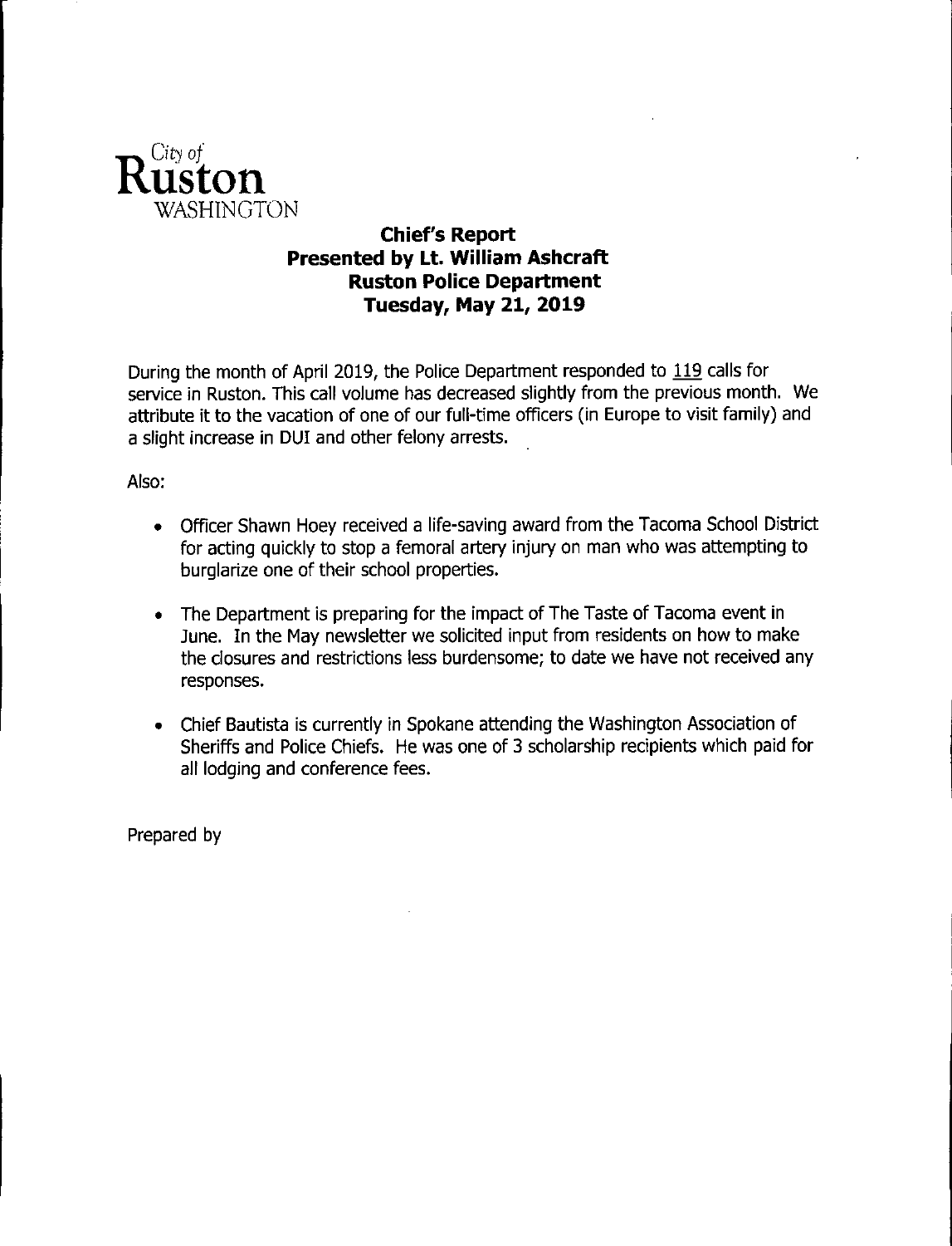City of
**Ruston**
WASHINGTON

## Chief's Report
## Presented by Lt. William Ashcraft
## Ruston Police Department
## Tuesday, May 21, 2019

During the month of April 2019, the Police Department responded to 119 calls for service in Ruston. This call volume has decreased slightly from the previous month. We attribute it to the vacation of one of our full-time officers (in Europe to visit family) and a slight increase in DUI and other felony arrests.

Also:

- Officer Shawn Hoey received a life-saving award from the Tacoma School District for acting quickly to stop a femoral artery injury on man who was attempting to burglarize one of their school properties.
- The Department is preparing for the impact of The Taste of Tacoma event in June. In the May newsletter we solicited input from residents on how to make the closures and restrictions less burdensome; to date we have not received any responses.
- Chief Bautista is currently in Spokane attending the Washington Association of Sheriffs and Police Chiefs. He was one of 3 scholarship recipients which paid for all lodging and conference fees.

Prepared by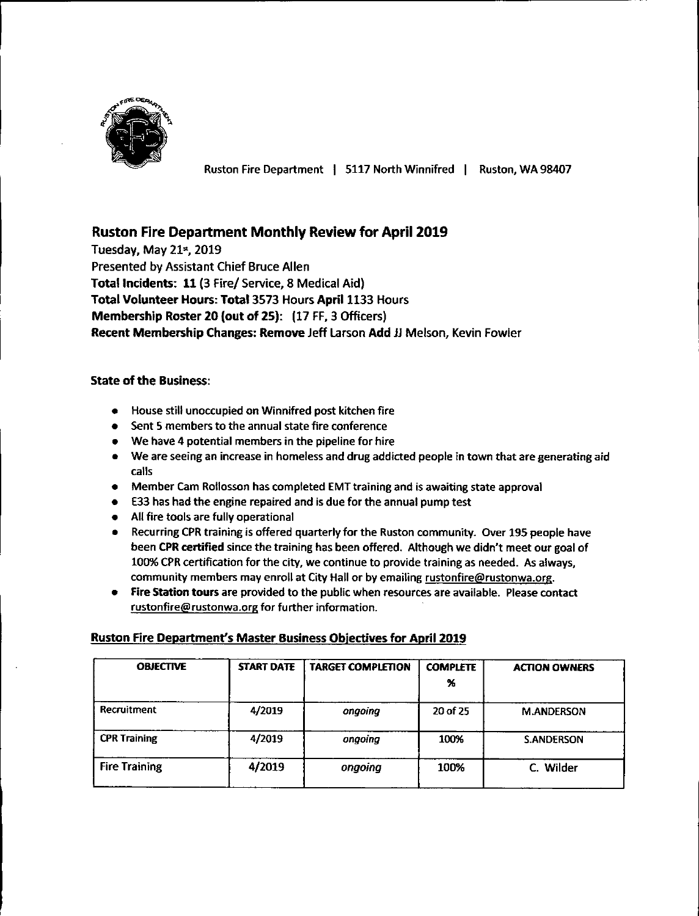Ruston Fire Department | 5117 North Winnifred | Ruston, WA 98407

## Ruston Fire Department Monthly Review for April 2019

Tuesday, May 21st, 2019
Presented by Assistant Chief Bruce Allen
**Total Incidents: 11** (3 Fire/ Service, 8 Medical Aid)
**Total Volunteer Hours: Total** 3573 Hours **April** 1133 Hours
**Membership Roster 20 (out of 25):** (17 FF, 3 Officers)
**Recent Membership Changes: Remove** Jeff Larson **Add** JJ Melson, Kevin Fowler

### State of the Business:

- House still unoccupied on Winnifred post kitchen fire
- Sent 5 members to the annual state fire conference
- We have 4 potential members in the pipeline for hire
- We are seeing an increase in homeless and drug addicted people in town that are generating aid calls
- Member Cam Rollosson has completed EMT training and is awaiting state approval
- E33 has had the engine repaired and is due for the annual pump test
- All fire tools are fully operational
- Recurring CPR training is offered quarterly for the Ruston community. Over 195 people have been **CPR certified** since the training has been offered. Although we didn't meet our goal of 100% CPR certification for the city, we continue to provide training as needed. As always, community members may enroll at City Hall or by emailing rustonfire@rustonwa.org.
- **Fire Station tours** are provided to the public when resources are available. Please contact rustonfire@rustonwa.org for further information.

### Ruston Fire Department's Master Business Objectives for April 2019

| OBJECTIVE | START DATE | TARGET COMPLETION | COMPLETE % | ACTION OWNERS |
|---|---|---|---|---|
| Recruitment | 4/2019 | *ongoing* | 20 of 25 | M.ANDERSON |
| CPR Training | 4/2019 | *ongoing* | 100% | S.ANDERSON |
| Fire Training | 4/2019 | *ongoing* | 100% | C. Wilder |